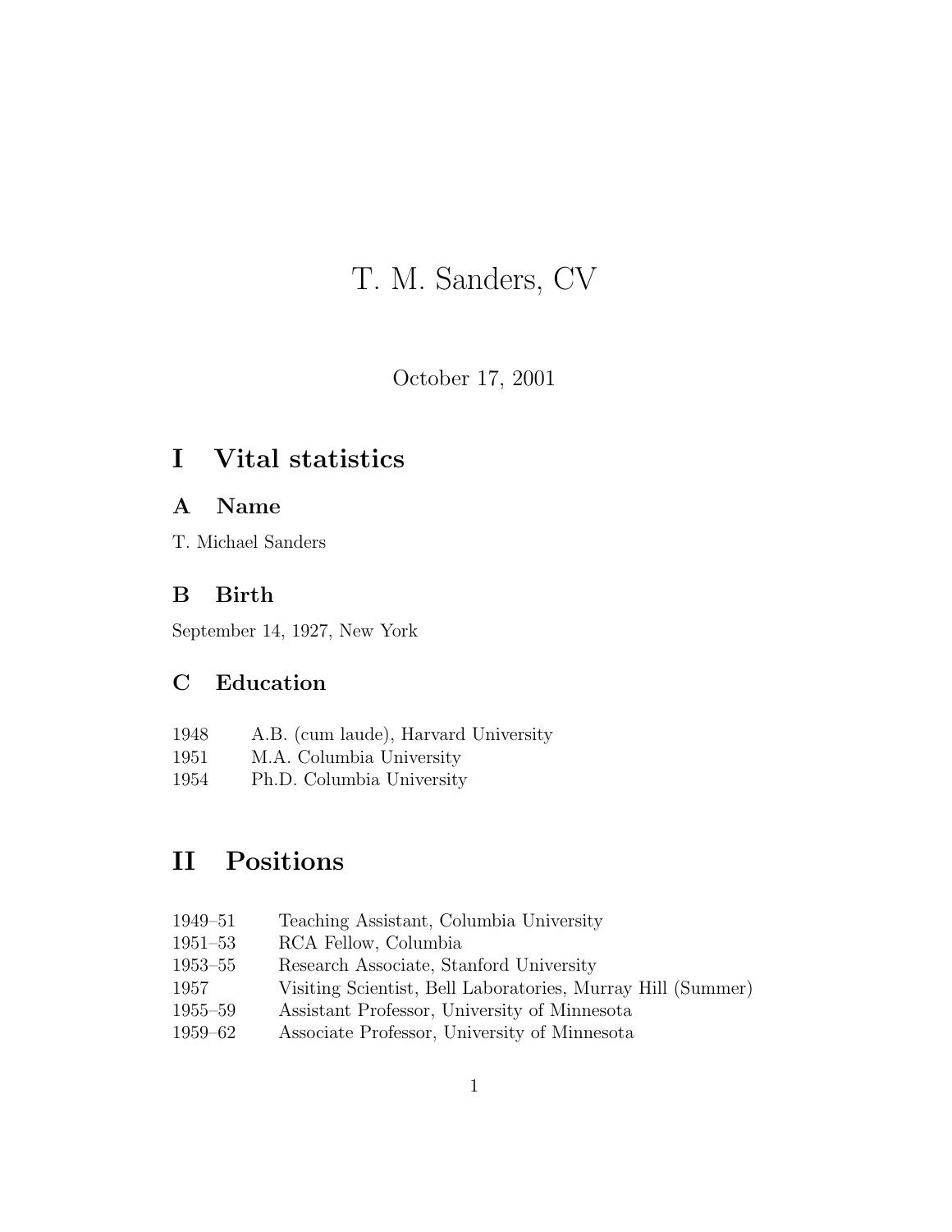# T. M. Sanders, CV

October 17, 2001

## I Vital statistics

### A Name

T. Michael Sanders

### B Birth

September 14, 1927, New York

### C Education

| | |
|---|---|
| 1948 | A.B. (cum laude), Harvard University |
| 1951 | M.A. Columbia University |
| 1954 | Ph.D. Columbia University |

## II Positions

| | |
|---|---|
| 1949–51 | Teaching Assistant, Columbia University |
| 1951–53 | RCA Fellow, Columbia |
| 1953–55 | Research Associate, Stanford University |
| 1957 | Visiting Scientist, Bell Laboratories, Murray Hill (Summer) |
| 1955–59 | Assistant Professor, University of Minnesota |
| 1959–62 | Associate Professor, University of Minnesota |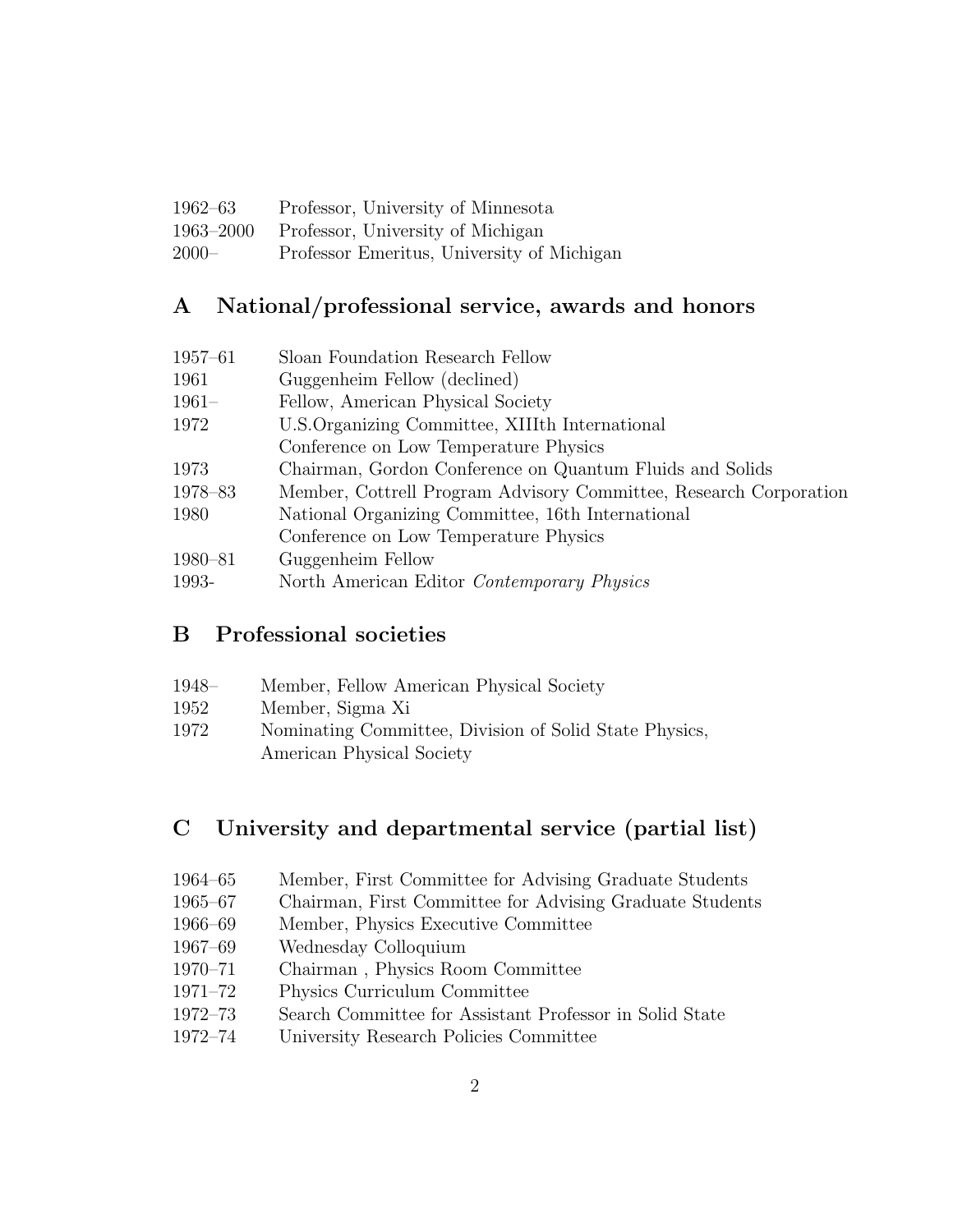| | |
|---|---|
| 1962–63 | Professor, University of Minnesota |
| 1963–2000 | Professor, University of Michigan |
| 2000– | Professor Emeritus, University of Michigan |

## A National/professional service, awards and honors

| | |
|---|---|
| 1957–61 | Sloan Foundation Research Fellow |
| 1961 | Guggenheim Fellow (declined) |
| 1961– | Fellow, American Physical Society |
| 1972 | U.S.Organizing Committee, XIIIth International Conference on Low Temperature Physics |
| 1973 | Chairman, Gordon Conference on Quantum Fluids and Solids |
| 1978–83 | Member, Cottrell Program Advisory Committee, Research Corporation |
| 1980 | National Organizing Committee, 16th International Conference on Low Temperature Physics |
| 1980–81 | Guggenheim Fellow |
| 1993- | North American Editor *Contemporary Physics* |

## B Professional societies

| | |
|---|---|
| 1948– | Member, Fellow American Physical Society |
| 1952 | Member, Sigma Xi |
| 1972 | Nominating Committee, Division of Solid State Physics, American Physical Society |

## C University and departmental service (partial list)

| | |
|---|---|
| 1964–65 | Member, First Committee for Advising Graduate Students |
| 1965–67 | Chairman, First Committee for Advising Graduate Students |
| 1966–69 | Member, Physics Executive Committee |
| 1967–69 | Wednesday Colloquium |
| 1970–71 | Chairman , Physics Room Committee |
| 1971–72 | Physics Curriculum Committee |
| 1972–73 | Search Committee for Assistant Professor in Solid State |
| 1972–74 | University Research Policies Committee |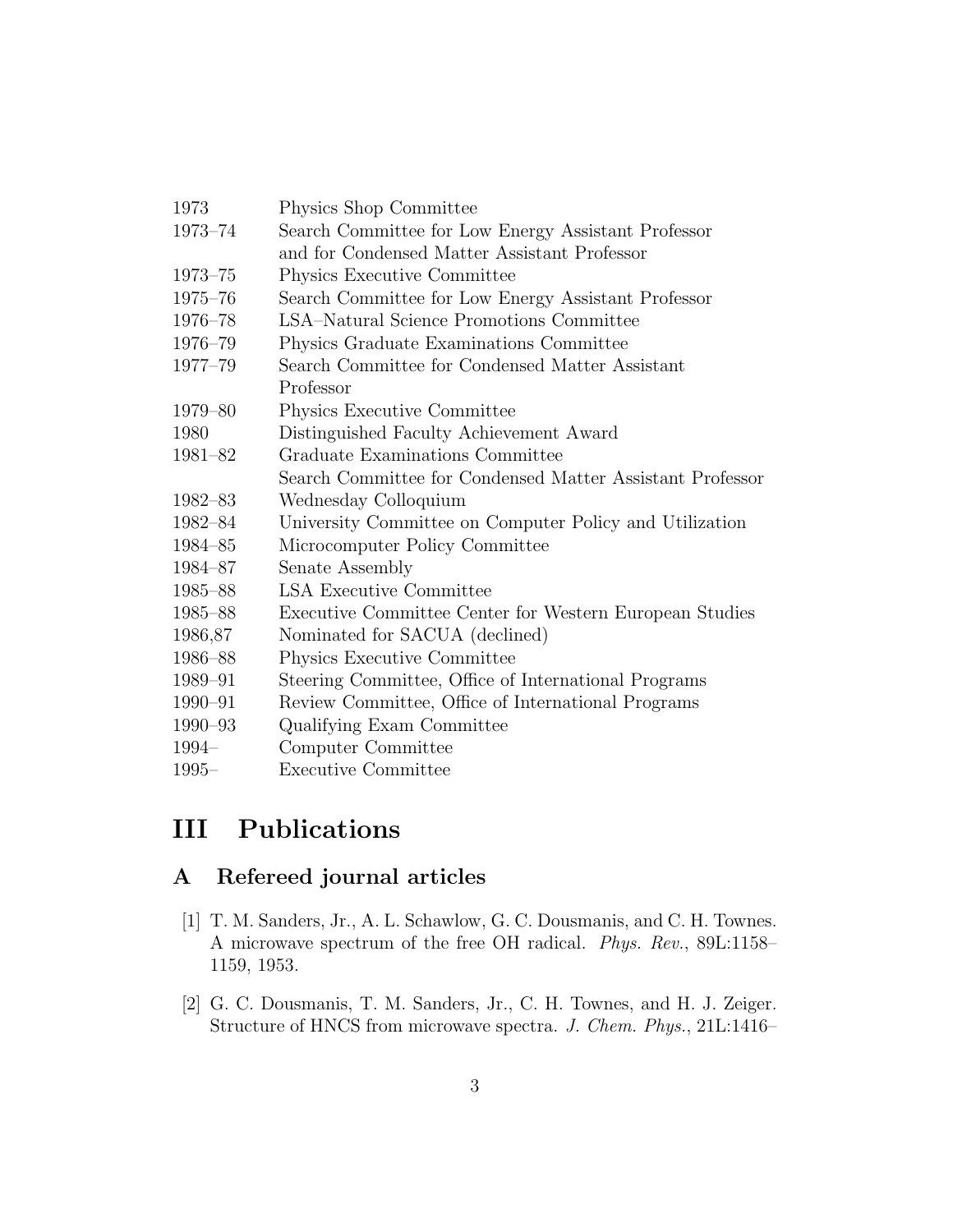| | |
|---|---|
| 1973 | Physics Shop Committee |
| 1973–74 | Search Committee for Low Energy Assistant Professor and for Condensed Matter Assistant Professor |
| 1973–75 | Physics Executive Committee |
| 1975–76 | Search Committee for Low Energy Assistant Professor |
| 1976–78 | LSA–Natural Science Promotions Committee |
| 1976–79 | Physics Graduate Examinations Committee |
| 1977–79 | Search Committee for Condensed Matter Assistant Professor |
| 1979–80 | Physics Executive Committee |
| 1980 | Distinguished Faculty Achievement Award |
| 1981–82 | Graduate Examinations Committee |
| | Search Committee for Condensed Matter Assistant Professor |
| 1982–83 | Wednesday Colloquium |
| 1982–84 | University Committee on Computer Policy and Utilization |
| 1984–85 | Microcomputer Policy Committee |
| 1984–87 | Senate Assembly |
| 1985–88 | LSA Executive Committee |
| 1985–88 | Executive Committee Center for Western European Studies |
| 1986,87 | Nominated for SACUA (declined) |
| 1986–88 | Physics Executive Committee |
| 1989–91 | Steering Committee, Office of International Programs |
| 1990–91 | Review Committee, Office of International Programs |
| 1990–93 | Qualifying Exam Committee |
| 1994– | Computer Committee |
| 1995– | Executive Committee |

# III Publications

## A Refereed journal articles

[1] T. M. Sanders, Jr., A. L. Schawlow, G. C. Dousmanis, and C. H. Townes. A microwave spectrum of the free OH radical. *Phys. Rev.*, 89L:1158–1159, 1953.

[2] G. C. Dousmanis, T. M. Sanders, Jr., C. H. Townes, and H. J. Zeiger. Structure of HNCS from microwave spectra. *J. Chem. Phys.*, 21L:1416–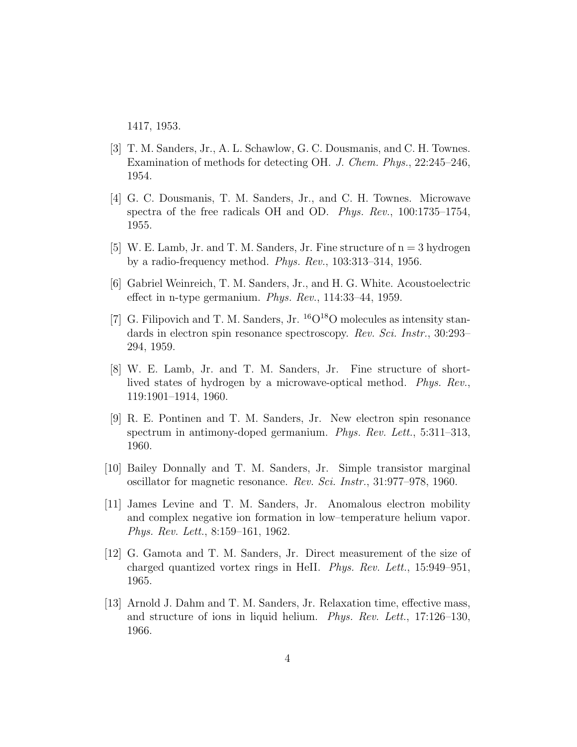1417, 1953.

[3] T. M. Sanders, Jr., A. L. Schawlow, G. C. Dousmanis, and C. H. Townes. Examination of methods for detecting OH. *J. Chem. Phys.*, 22:245–246, 1954.

[4] G. C. Dousmanis, T. M. Sanders, Jr., and C. H. Townes. Microwave spectra of the free radicals OH and OD. *Phys. Rev.*, 100:1735–1754, 1955.

[5] W. E. Lamb, Jr. and T. M. Sanders, Jr. Fine structure of n = 3 hydrogen by a radio-frequency method. *Phys. Rev.*, 103:313–314, 1956.

[6] Gabriel Weinreich, T. M. Sanders, Jr., and H. G. White. Acoustoelectric effect in n-type germanium. *Phys. Rev.*, 114:33–44, 1959.

[7] G. Filipovich and T. M. Sanders, Jr. $^{16}O^{18}O$ molecules as intensity standards in electron spin resonance spectroscopy. *Rev. Sci. Instr.*, 30:293–294, 1959.

[8] W. E. Lamb, Jr. and T. M. Sanders, Jr. Fine structure of short-lived states of hydrogen by a microwave-optical method. *Phys. Rev.*, 119:1901–1914, 1960.

[9] R. E. Pontinen and T. M. Sanders, Jr. New electron spin resonance spectrum in antimony-doped germanium. *Phys. Rev. Lett.*, 5:311–313, 1960.

[10] Bailey Donnally and T. M. Sanders, Jr. Simple transistor marginal oscillator for magnetic resonance. *Rev. Sci. Instr.*, 31:977–978, 1960.

[11] James Levine and T. M. Sanders, Jr. Anomalous electron mobility and complex negative ion formation in low–temperature helium vapor. *Phys. Rev. Lett.*, 8:159–161, 1962.

[12] G. Gamota and T. M. Sanders, Jr. Direct measurement of the size of charged quantized vortex rings in HeII. *Phys. Rev. Lett.*, 15:949–951, 1965.

[13] Arnold J. Dahm and T. M. Sanders, Jr. Relaxation time, effective mass, and structure of ions in liquid helium. *Phys. Rev. Lett.*, 17:126–130, 1966.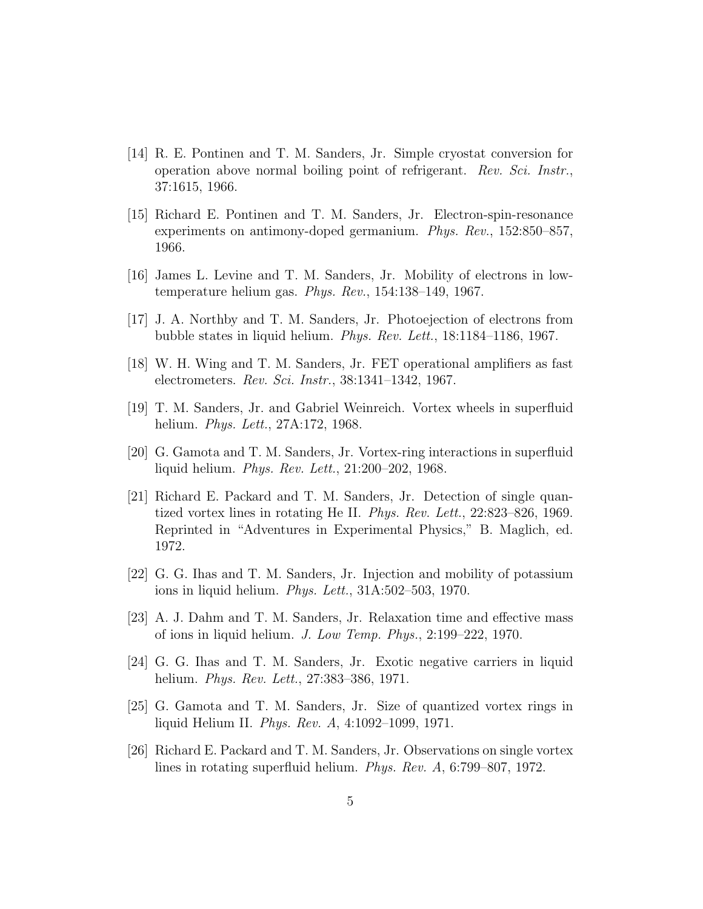[14] R. E. Pontinen and T. M. Sanders, Jr. Simple cryostat conversion for operation above normal boiling point of refrigerant. *Rev. Sci. Instr.*, 37:1615, 1966.

[15] Richard E. Pontinen and T. M. Sanders, Jr. Electron-spin-resonance experiments on antimony-doped germanium. *Phys. Rev.*, 152:850–857, 1966.

[16] James L. Levine and T. M. Sanders, Jr. Mobility of electrons in low-temperature helium gas. *Phys. Rev.*, 154:138–149, 1967.

[17] J. A. Northby and T. M. Sanders, Jr. Photoejection of electrons from bubble states in liquid helium. *Phys. Rev. Lett.*, 18:1184–1186, 1967.

[18] W. H. Wing and T. M. Sanders, Jr. FET operational amplifiers as fast electrometers. *Rev. Sci. Instr.*, 38:1341–1342, 1967.

[19] T. M. Sanders, Jr. and Gabriel Weinreich. Vortex wheels in superfluid helium. *Phys. Lett.*, 27A:172, 1968.

[20] G. Gamota and T. M. Sanders, Jr. Vortex-ring interactions in superfluid liquid helium. *Phys. Rev. Lett.*, 21:200–202, 1968.

[21] Richard E. Packard and T. M. Sanders, Jr. Detection of single quantized vortex lines in rotating He II. *Phys. Rev. Lett.*, 22:823–826, 1969. Reprinted in "Adventures in Experimental Physics," B. Maglich, ed. 1972.

[22] G. G. Ihas and T. M. Sanders, Jr. Injection and mobility of potassium ions in liquid helium. *Phys. Lett.*, 31A:502–503, 1970.

[23] A. J. Dahm and T. M. Sanders, Jr. Relaxation time and effective mass of ions in liquid helium. *J. Low Temp. Phys.*, 2:199–222, 1970.

[24] G. G. Ihas and T. M. Sanders, Jr. Exotic negative carriers in liquid helium. *Phys. Rev. Lett.*, 27:383–386, 1971.

[25] G. Gamota and T. M. Sanders, Jr. Size of quantized vortex rings in liquid Helium II. *Phys. Rev. A*, 4:1092–1099, 1971.

[26] Richard E. Packard and T. M. Sanders, Jr. Observations on single vortex lines in rotating superfluid helium. *Phys. Rev. A*, 6:799–807, 1972.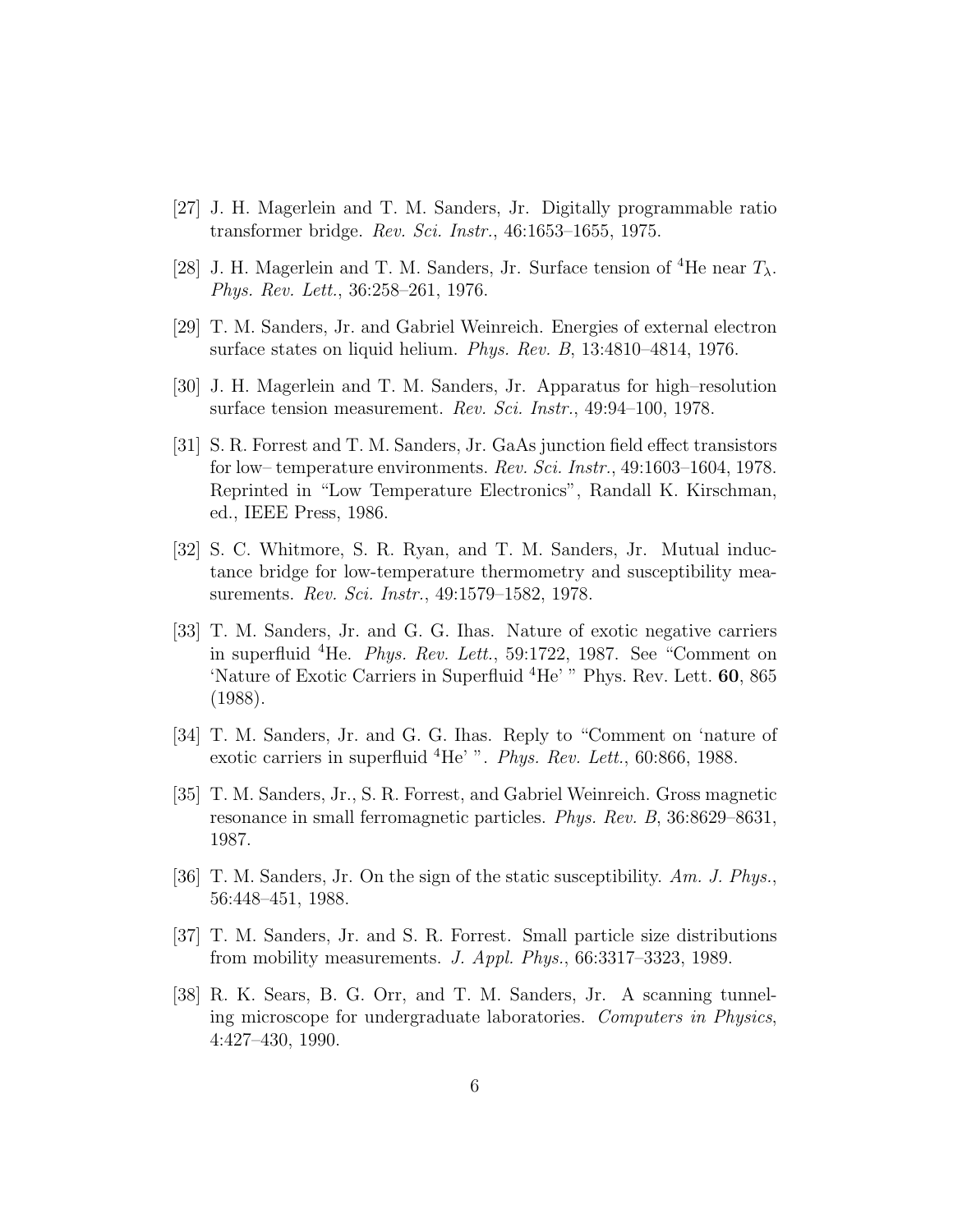[27] J. H. Magerlein and T. M. Sanders, Jr. Digitally programmable ratio transformer bridge. *Rev. Sci. Instr.*, 46:1653–1655, 1975.

[28] J. H. Magerlein and T. M. Sanders, Jr. Surface tension of $^4$He near $T_\lambda$. *Phys. Rev. Lett.*, 36:258–261, 1976.

[29] T. M. Sanders, Jr. and Gabriel Weinreich. Energies of external electron surface states on liquid helium. *Phys. Rev. B*, 13:4810–4814, 1976.

[30] J. H. Magerlein and T. M. Sanders, Jr. Apparatus for high–resolution surface tension measurement. *Rev. Sci. Instr.*, 49:94–100, 1978.

[31] S. R. Forrest and T. M. Sanders, Jr. GaAs junction field effect transistors for low– temperature environments. *Rev. Sci. Instr.*, 49:1603–1604, 1978. Reprinted in "Low Temperature Electronics", Randall K. Kirschman, ed., IEEE Press, 1986.

[32] S. C. Whitmore, S. R. Ryan, and T. M. Sanders, Jr. Mutual inductance bridge for low-temperature thermometry and susceptibility measurements. *Rev. Sci. Instr.*, 49:1579–1582, 1978.

[33] T. M. Sanders, Jr. and G. G. Ihas. Nature of exotic negative carriers in superfluid $^4$He. *Phys. Rev. Lett.*, 59:1722, 1987. See "Comment on 'Nature of Exotic Carriers in Superfluid $^4$He' " Phys. Rev. Lett. **60**, 865 (1988).

[34] T. M. Sanders, Jr. and G. G. Ihas. Reply to "Comment on 'nature of exotic carriers in superfluid $^4$He' ". *Phys. Rev. Lett.*, 60:866, 1988.

[35] T. M. Sanders, Jr., S. R. Forrest, and Gabriel Weinreich. Gross magnetic resonance in small ferromagnetic particles. *Phys. Rev. B*, 36:8629–8631, 1987.

[36] T. M. Sanders, Jr. On the sign of the static susceptibility. *Am. J. Phys.*, 56:448–451, 1988.

[37] T. M. Sanders, Jr. and S. R. Forrest. Small particle size distributions from mobility measurements. *J. Appl. Phys.*, 66:3317–3323, 1989.

[38] R. K. Sears, B. G. Orr, and T. M. Sanders, Jr. A scanning tunneling microscope for undergraduate laboratories. *Computers in Physics*, 4:427–430, 1990.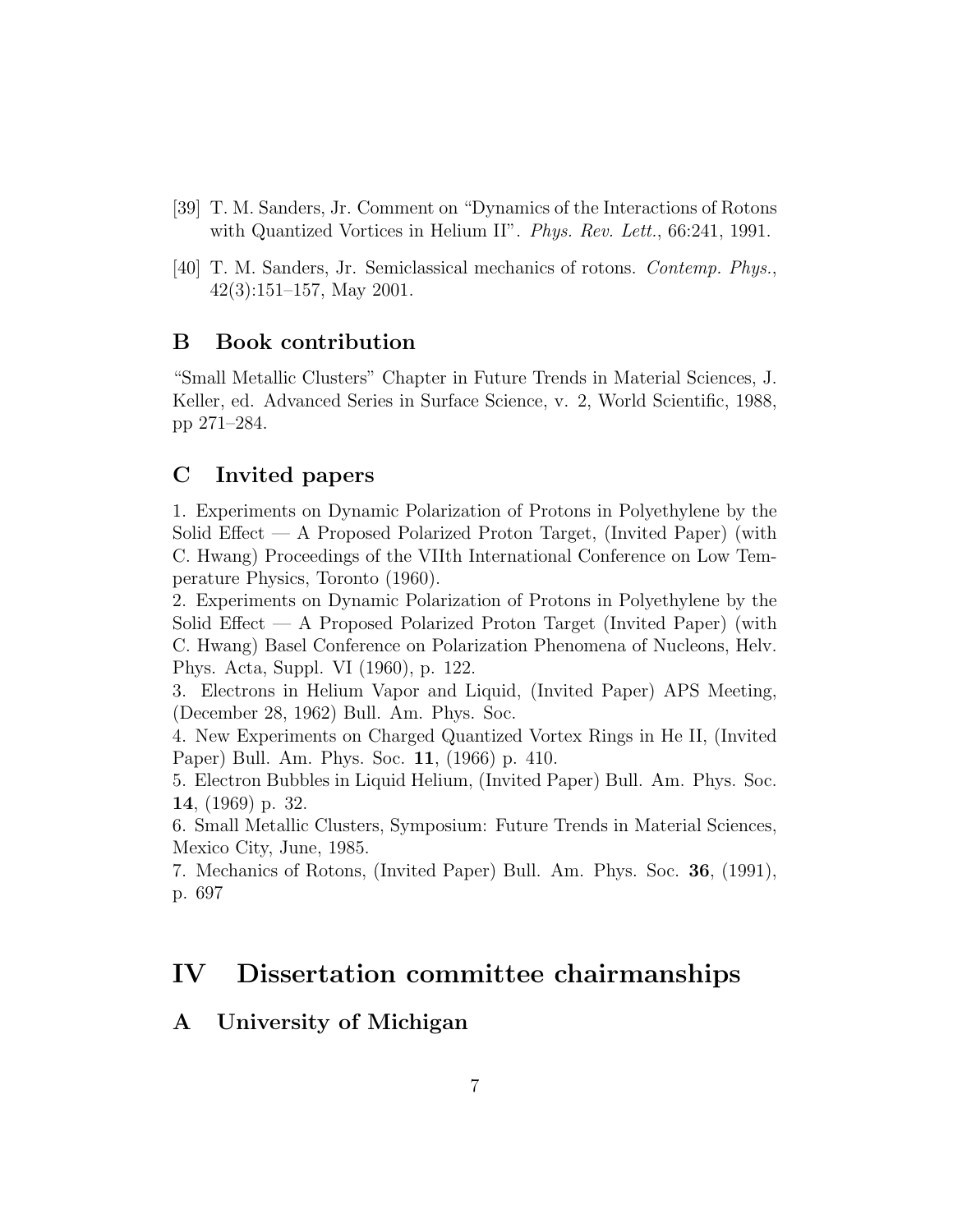[39] T. M. Sanders, Jr. Comment on "Dynamics of the Interactions of Rotons with Quantized Vortices in Helium II". *Phys. Rev. Lett.*, 66:241, 1991.

[40] T. M. Sanders, Jr. Semiclassical mechanics of rotons. *Contemp. Phys.*, 42(3):151–157, May 2001.

## B Book contribution

"Small Metallic Clusters" Chapter in Future Trends in Material Sciences, J. Keller, ed. Advanced Series in Surface Science, v. 2, World Scientific, 1988, pp 271–284.

## C Invited papers

1. Experiments on Dynamic Polarization of Protons in Polyethylene by the Solid Effect — A Proposed Polarized Proton Target, (Invited Paper) (with C. Hwang) Proceedings of the VIIth International Conference on Low Temperature Physics, Toronto (1960).
2. Experiments on Dynamic Polarization of Protons in Polyethylene by the Solid Effect — A Proposed Polarized Proton Target (Invited Paper) (with C. Hwang) Basel Conference on Polarization Phenomena of Nucleons, Helv. Phys. Acta, Suppl. VI (1960), p. 122.
3. Electrons in Helium Vapor and Liquid, (Invited Paper) APS Meeting, (December 28, 1962) Bull. Am. Phys. Soc.
4. New Experiments on Charged Quantized Vortex Rings in He II, (Invited Paper) Bull. Am. Phys. Soc. **11**, (1966) p. 410.
5. Electron Bubbles in Liquid Helium, (Invited Paper) Bull. Am. Phys. Soc. **14**, (1969) p. 32.
6. Small Metallic Clusters, Symposium: Future Trends in Material Sciences, Mexico City, June, 1985.
7. Mechanics of Rotons, (Invited Paper) Bull. Am. Phys. Soc. **36**, (1991), p. 697

# IV Dissertation committee chairmanships

## A University of Michigan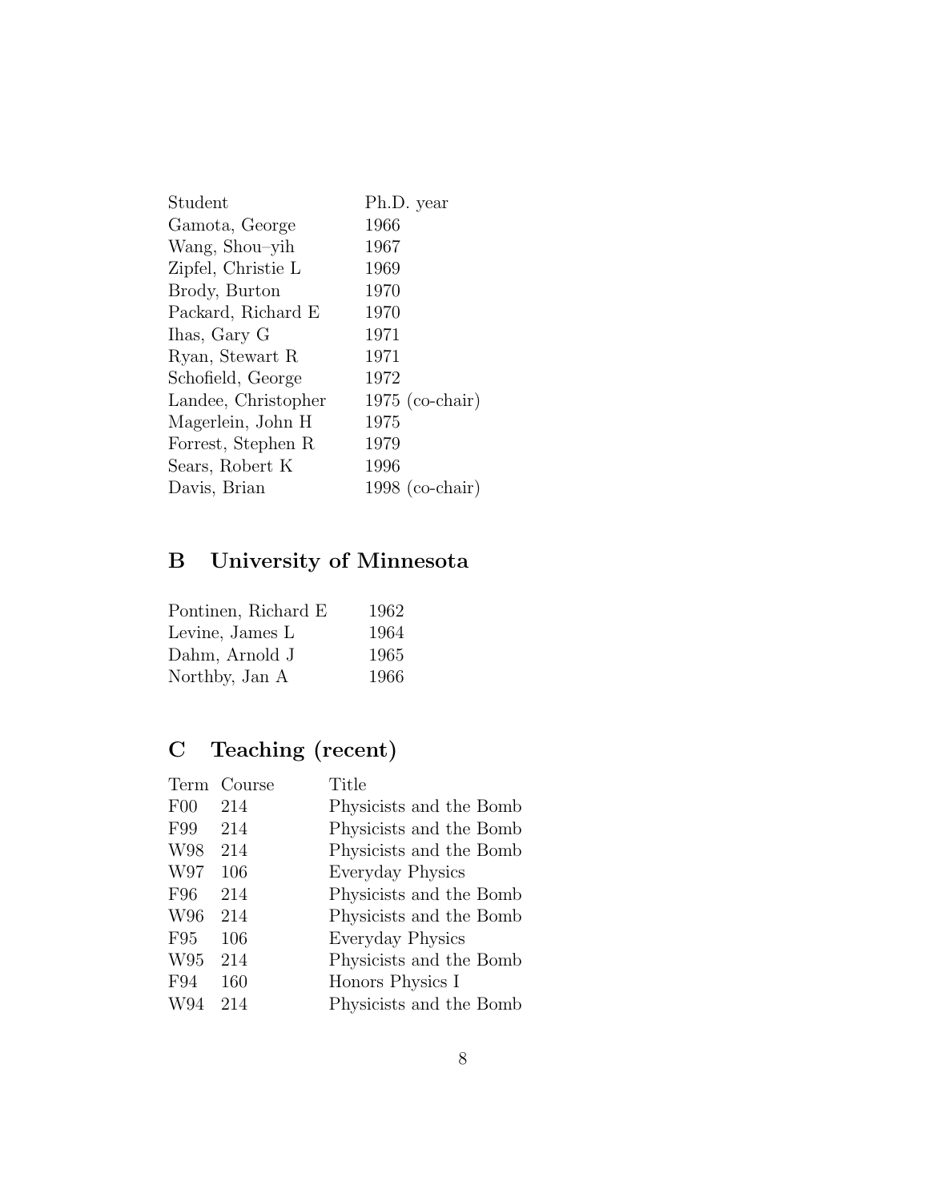| Student | Ph.D. year |
|---|---|
| Gamota, George | 1966 |
| Wang, Shou–yih | 1967 |
| Zipfel, Christie L | 1969 |
| Brody, Burton | 1970 |
| Packard, Richard E | 1970 |
| Ihas, Gary G | 1971 |
| Ryan, Stewart R | 1971 |
| Schofield, George | 1972 |
| Landee, Christopher | 1975 (co-chair) |
| Magerlein, John H | 1975 |
| Forrest, Stephen R | 1979 |
| Sears, Robert K | 1996 |
| Davis, Brian | 1998 (co-chair) |

## B University of Minnesota

| | |
|---|---|
| Pontinen, Richard E | 1962 |
| Levine, James L | 1964 |
| Dahm, Arnold J | 1965 |
| Northby, Jan A | 1966 |

## C Teaching (recent)

| Term | Course | Title |
|---|---|---|
| F00 | 214 | Physicists and the Bomb |
| F99 | 214 | Physicists and the Bomb |
| W98 | 214 | Physicists and the Bomb |
| W97 | 106 | Everyday Physics |
| F96 | 214 | Physicists and the Bomb |
| W96 | 214 | Physicists and the Bomb |
| F95 | 106 | Everyday Physics |
| W95 | 214 | Physicists and the Bomb |
| F94 | 160 | Honors Physics I |
| W94 | 214 | Physicists and the Bomb |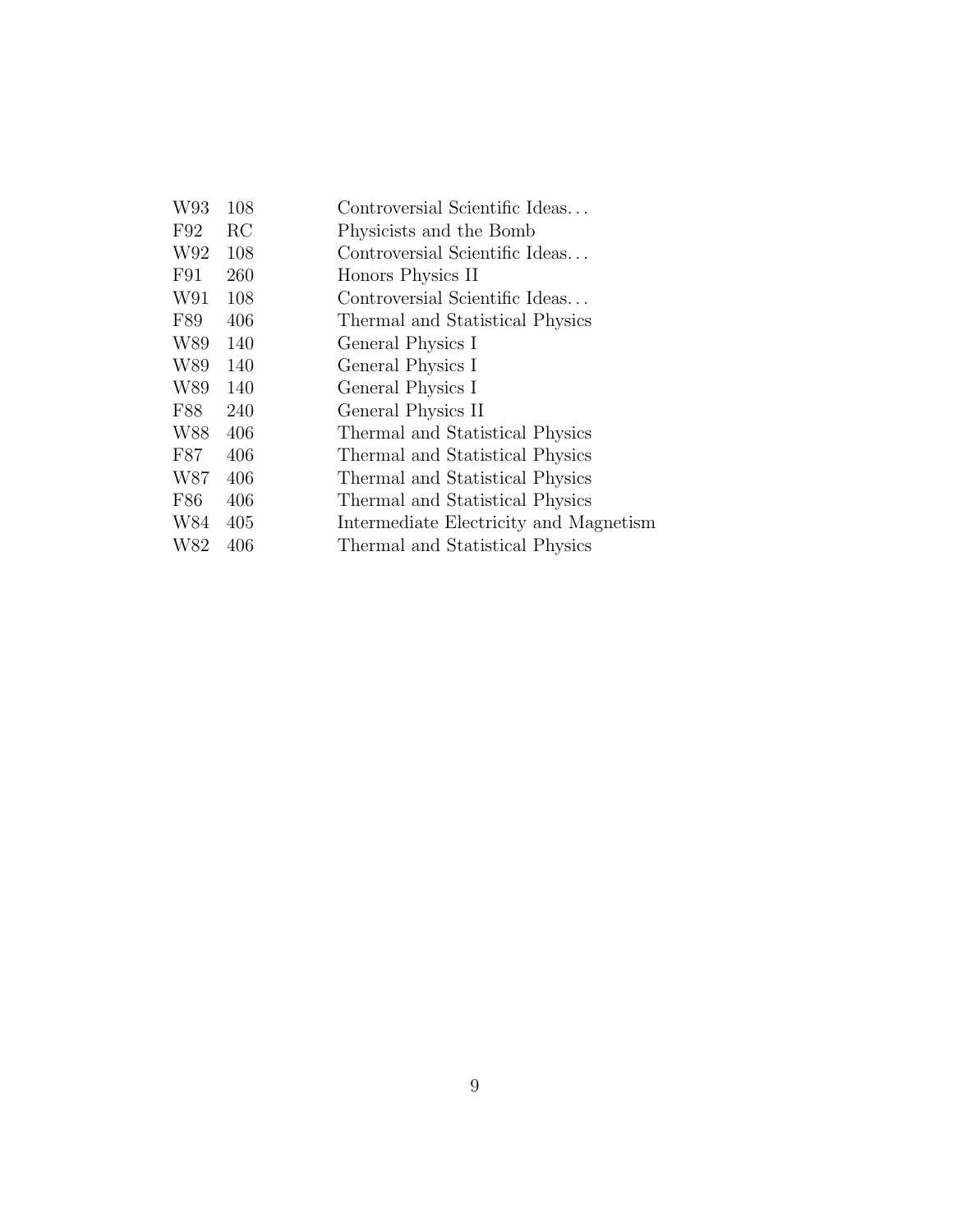| | | |
|---|---|---|
| W93 | 108 | Controversial Scientific Ideas... |
| F92 | RC | Physicists and the Bomb |
| W92 | 108 | Controversial Scientific Ideas... |
| F91 | 260 | Honors Physics II |
| W91 | 108 | Controversial Scientific Ideas... |
| F89 | 406 | Thermal and Statistical Physics |
| W89 | 140 | General Physics I |
| W89 | 140 | General Physics I |
| W89 | 140 | General Physics I |
| F88 | 240 | General Physics II |
| W88 | 406 | Thermal and Statistical Physics |
| F87 | 406 | Thermal and Statistical Physics |
| W87 | 406 | Thermal and Statistical Physics |
| F86 | 406 | Thermal and Statistical Physics |
| W84 | 405 | Intermediate Electricity and Magnetism |
| W82 | 406 | Thermal and Statistical Physics |